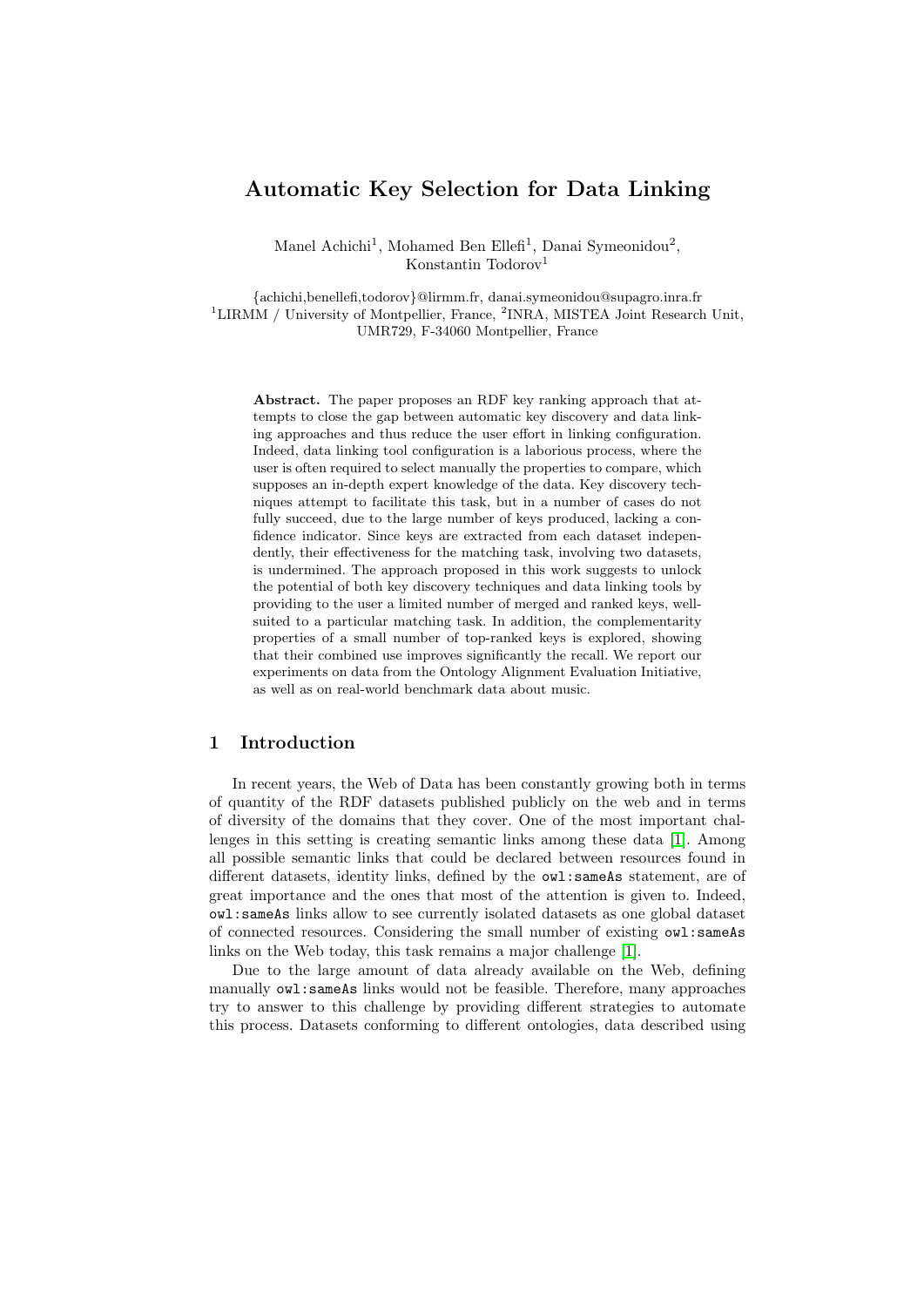# Automatic Key Selection for Data Linking

Manel Achichi[1], Mohamed Ben Ellefi[1], Danai Symeonidou[2], Konstantin Todorov[1]

{achichi,benellefi,todorov}@lirmm.fr, danai.symeonidou@supagro.inra.fr
[1]LIRMM / University of Montpellier, France, [2]INRA, MISTEA Joint Research Unit, UMR729, F-34060 Montpellier, France

**Abstract.** The paper proposes an RDF key ranking approach that attempts to close the gap between automatic key discovery and data linking approaches and thus reduce the user effort in linking configuration. Indeed, data linking tool configuration is a laborious process, where the user is often required to select manually the properties to compare, which supposes an in-depth expert knowledge of the data. Key discovery techniques attempt to facilitate this task, but in a number of cases do not fully succeed, due to the large number of keys produced, lacking a confidence indicator. Since keys are extracted from each dataset independently, their effectiveness for the matching task, involving two datasets, is undermined. The approach proposed in this work suggests to unlock the potential of both key discovery techniques and data linking tools by providing to the user a limited number of merged and ranked keys, well-suited to a particular matching task. In addition, the complementarity properties of a small number of top-ranked keys is explored, showing that their combined use improves significantly the recall. We report our experiments on data from the Ontology Alignment Evaluation Initiative, as well as on real-world benchmark data about music.

## 1 Introduction

In recent years, the Web of Data has been constantly growing both in terms of quantity of the RDF datasets published publicly on the web and in terms of diversity of the domains that they cover. One of the most important challenges in this setting is creating semantic links among these data [1]. Among all possible semantic links that could be declared between resources found in different datasets, identity links, defined by the `owl:sameAs` statement, are of great importance and the ones that most of the attention is given to. Indeed, `owl:sameAs` links allow to see currently isolated datasets as one global dataset of connected resources. Considering the small number of existing `owl:sameAs` links on the Web today, this task remains a major challenge [1].

Due to the large amount of data already available on the Web, defining manually `owl:sameAs` links would not be feasible. Therefore, many approaches try to answer to this challenge by providing different strategies to automate this process. Datasets conforming to different ontologies, data described using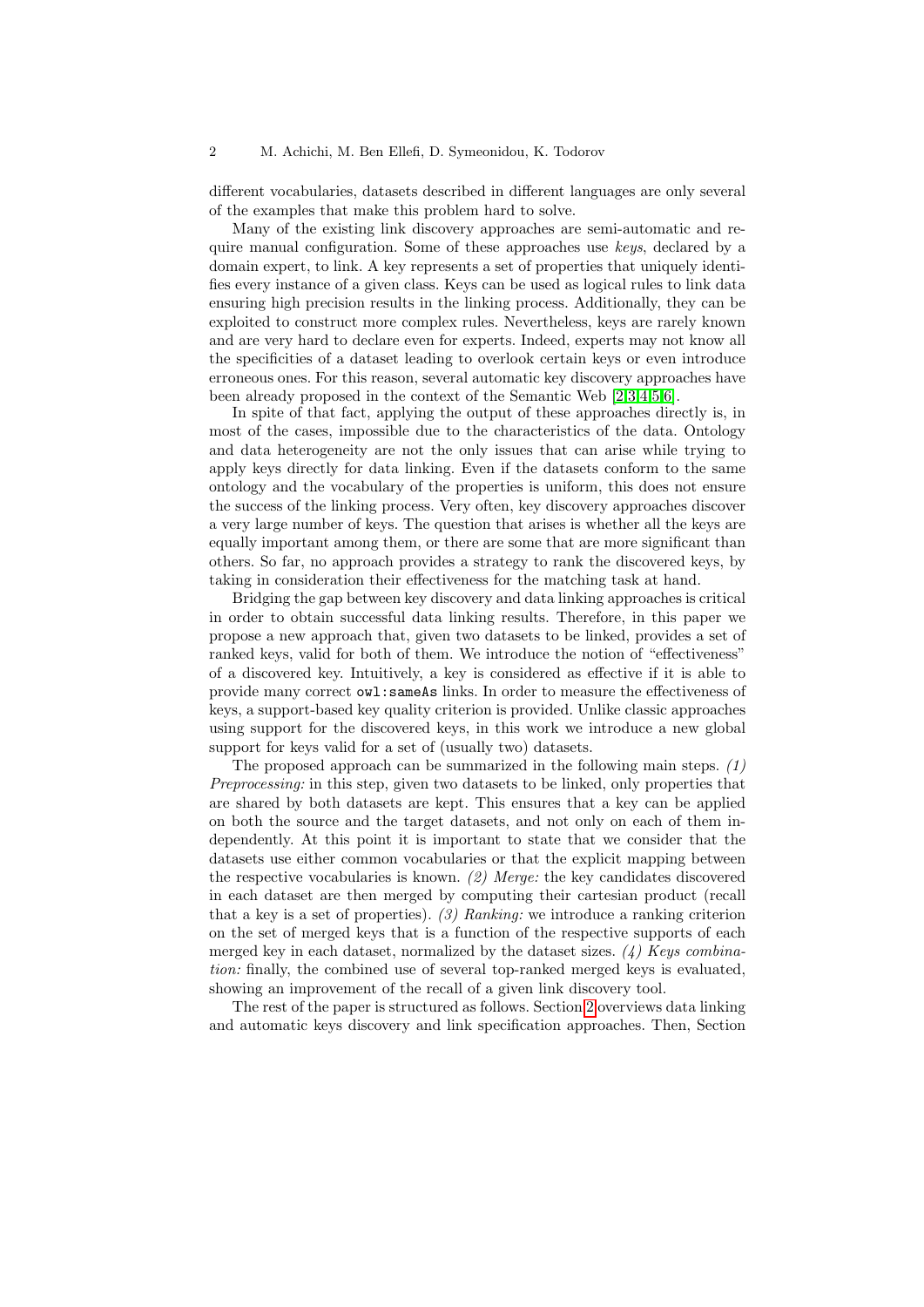different vocabularies, datasets described in different languages are only several of the examples that make this problem hard to solve.

Many of the existing link discovery approaches are semi-automatic and require manual configuration. Some of these approaches use *keys*, declared by a domain expert, to link. A key represents a set of properties that uniquely identifies every instance of a given class. Keys can be used as logical rules to link data ensuring high precision results in the linking process. Additionally, they can be exploited to construct more complex rules. Nevertheless, keys are rarely known and are very hard to declare even for experts. Indeed, experts may not know all the specificities of a dataset leading to overlook certain keys or even introduce erroneous ones. For this reason, several automatic key discovery approaches have been already proposed in the context of the Semantic Web [2,3,4,5,6].

In spite of that fact, applying the output of these approaches directly is, in most of the cases, impossible due to the characteristics of the data. Ontology and data heterogeneity are not the only issues that can arise while trying to apply keys directly for data linking. Even if the datasets conform to the same ontology and the vocabulary of the properties is uniform, this does not ensure the success of the linking process. Very often, key discovery approaches discover a very large number of keys. The question that arises is whether all the keys are equally important among them, or there are some that are more significant than others. So far, no approach provides a strategy to rank the discovered keys, by taking in consideration their effectiveness for the matching task at hand.

Bridging the gap between key discovery and data linking approaches is critical in order to obtain successful data linking results. Therefore, in this paper we propose a new approach that, given two datasets to be linked, provides a set of ranked keys, valid for both of them. We introduce the notion of "effectiveness" of a discovered key. Intuitively, a key is considered as effective if it is able to provide many correct `owl:sameAs` links. In order to measure the effectiveness of keys, a support-based key quality criterion is provided. Unlike classic approaches using support for the discovered keys, in this work we introduce a new global support for keys valid for a set of (usually two) datasets.

The proposed approach can be summarized in the following main steps. *(1) Preprocessing:* in this step, given two datasets to be linked, only properties that are shared by both datasets are kept. This ensures that a key can be applied on both the source and the target datasets, and not only on each of them independently. At this point it is important to state that we consider that the datasets use either common vocabularies or that the explicit mapping between the respective vocabularies is known. *(2) Merge:* the key candidates discovered in each dataset are then merged by computing their cartesian product (recall that a key is a set of properties). *(3) Ranking:* we introduce a ranking criterion on the set of merged keys that is a function of the respective supports of each merged key in each dataset, normalized by the dataset sizes. *(4) Keys combination:* finally, the combined use of several top-ranked merged keys is evaluated, showing an improvement of the recall of a given link discovery tool.

The rest of the paper is structured as follows. Section 2 overviews data linking and automatic keys discovery and link specification approaches. Then, Section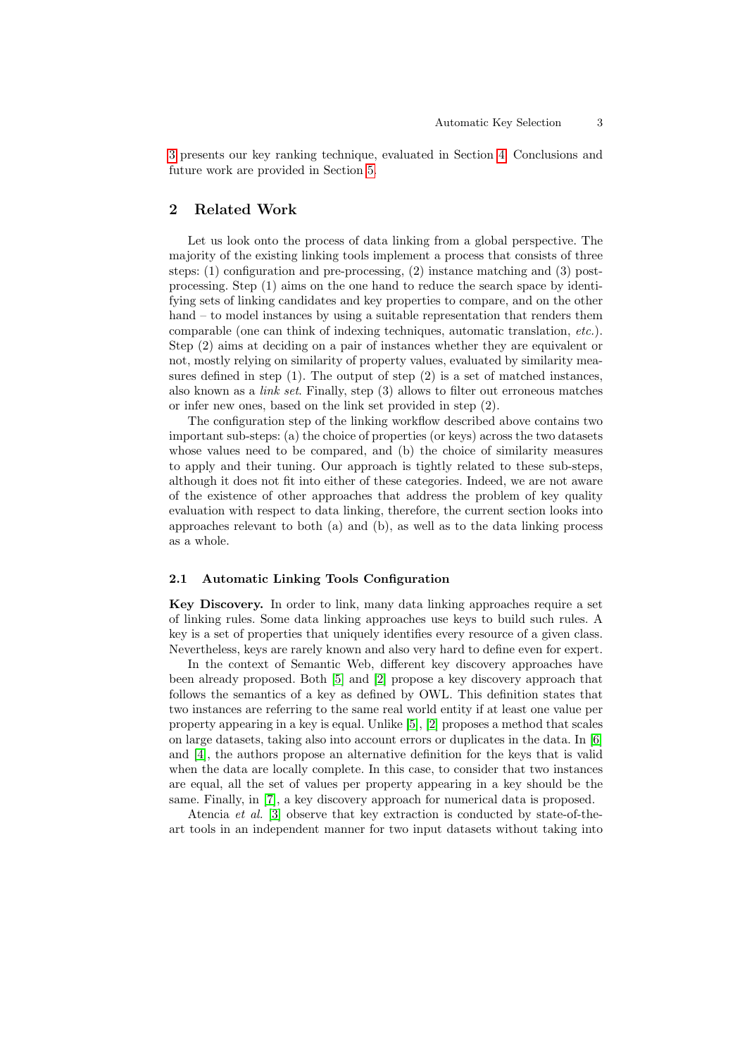3 presents our key ranking technique, evaluated in Section 4. Conclusions and future work are provided in Section 5.

## 2 Related Work

Let us look onto the process of data linking from a global perspective. The majority of the existing linking tools implement a process that consists of three steps: (1) configuration and pre-processing, (2) instance matching and (3) post-processing. Step (1) aims on the one hand to reduce the search space by identifying sets of linking candidates and key properties to compare, and on the other hand – to model instances by using a suitable representation that renders them comparable (one can think of indexing techniques, automatic translation, *etc.*). Step (2) aims at deciding on a pair of instances whether they are equivalent or not, mostly relying on similarity of property values, evaluated by similarity measures defined in step (1). The output of step (2) is a set of matched instances, also known as a *link set*. Finally, step (3) allows to filter out erroneous matches or infer new ones, based on the link set provided in step (2).

The configuration step of the linking workflow described above contains two important sub-steps: (a) the choice of properties (or keys) across the two datasets whose values need to be compared, and (b) the choice of similarity measures to apply and their tuning. Our approach is tightly related to these sub-steps, although it does not fit into either of these categories. Indeed, we are not aware of the existence of other approaches that address the problem of key quality evaluation with respect to data linking, therefore, the current section looks into approaches relevant to both (a) and (b), as well as to the data linking process as a whole.

### 2.1 Automatic Linking Tools Configuration

**Key Discovery.** In order to link, many data linking approaches require a set of linking rules. Some data linking approaches use keys to build such rules. A key is a set of properties that uniquely identifies every resource of a given class. Nevertheless, keys are rarely known and also very hard to define even for expert.

In the context of Semantic Web, different key discovery approaches have been already proposed. Both [5] and [2] propose a key discovery approach that follows the semantics of a key as defined by OWL. This definition states that two instances are referring to the same real world entity if at least one value per property appearing in a key is equal. Unlike [5], [2] proposes a method that scales on large datasets, taking also into account errors or duplicates in the data. In [6] and [4], the authors propose an alternative definition for the keys that is valid when the data are locally complete. In this case, to consider that two instances are equal, all the set of values per property appearing in a key should be the same. Finally, in [7], a key discovery approach for numerical data is proposed.

Atencia *et al.* [3] observe that key extraction is conducted by state-of-the-art tools in an independent manner for two input datasets without taking into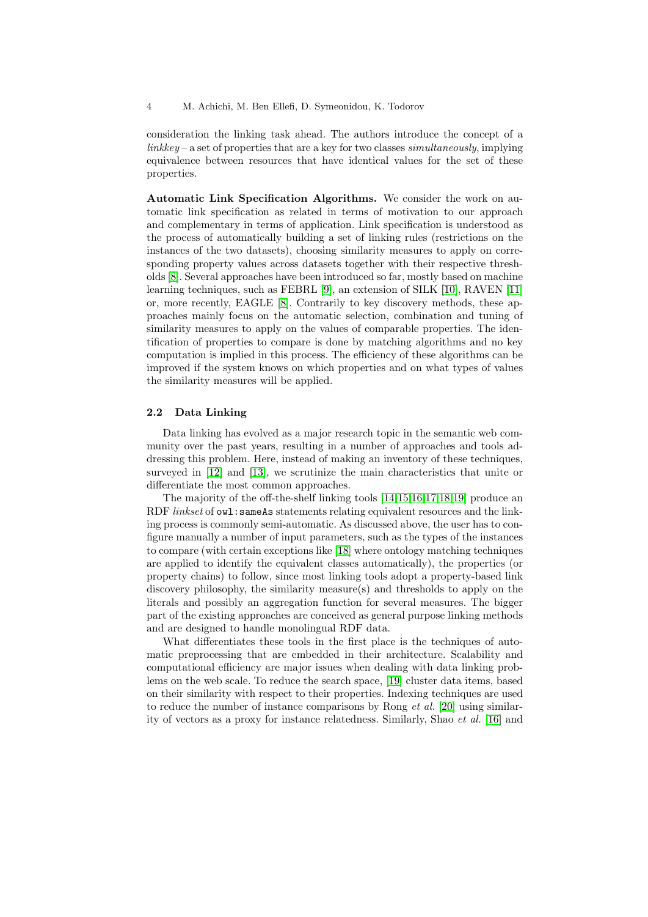consideration the linking task ahead. The authors introduce the concept of a *linkkey* – a set of properties that are a key for two classes *simultaneously*, implying equivalence between resources that have identical values for the set of these properties.

**Automatic Link Specification Algorithms.** We consider the work on automatic link specification as related in terms of motivation to our approach and complementary in terms of application. Link specification is understood as the process of automatically building a set of linking rules (restrictions on the instances of the two datasets), choosing similarity measures to apply on corresponding property values across datasets together with their respective thresholds [8]. Several approaches have been introduced so far, mostly based on machine learning techniques, such as FEBRL [9], an extension of SILK [10], RAVEN [11] or, more recently, EAGLE [8]. Contrarily to key discovery methods, these approaches mainly focus on the automatic selection, combination and tuning of similarity measures to apply on the values of comparable properties. The identification of properties to compare is done by matching algorithms and no key computation is implied in this process. The efficiency of these algorithms can be improved if the system knows on which properties and on what types of values the similarity measures will be applied.

### 2.2 Data Linking

Data linking has evolved as a major research topic in the semantic web community over the past years, resulting in a number of approaches and tools addressing this problem. Here, instead of making an inventory of these techniques, surveyed in [12] and [13], we scrutinize the main characteristics that unite or differentiate the most common approaches.

The majority of the off-the-shelf linking tools [14,15,16,17,18,19] produce an RDF *linkset* of `owl:sameAs` statements relating equivalent resources and the linking process is commonly semi-automatic. As discussed above, the user has to configure manually a number of input parameters, such as the types of the instances to compare (with certain exceptions like [18] where ontology matching techniques are applied to identify the equivalent classes automatically), the properties (or property chains) to follow, since most linking tools adopt a property-based link discovery philosophy, the similarity measure(s) and thresholds to apply on the literals and possibly an aggregation function for several measures. The bigger part of the existing approaches are conceived as general purpose linking methods and are designed to handle monolingual RDF data.

What differentiates these tools in the first place is the techniques of automatic preprocessing that are embedded in their architecture. Scalability and computational efficiency are major issues when dealing with data linking problems on the web scale. To reduce the search space, [19] cluster data items, based on their similarity with respect to their properties. Indexing techniques are used to reduce the number of instance comparisons by Rong *et al.* [20] using similarity of vectors as a proxy for instance relatedness. Similarly, Shao *et al.* [16] and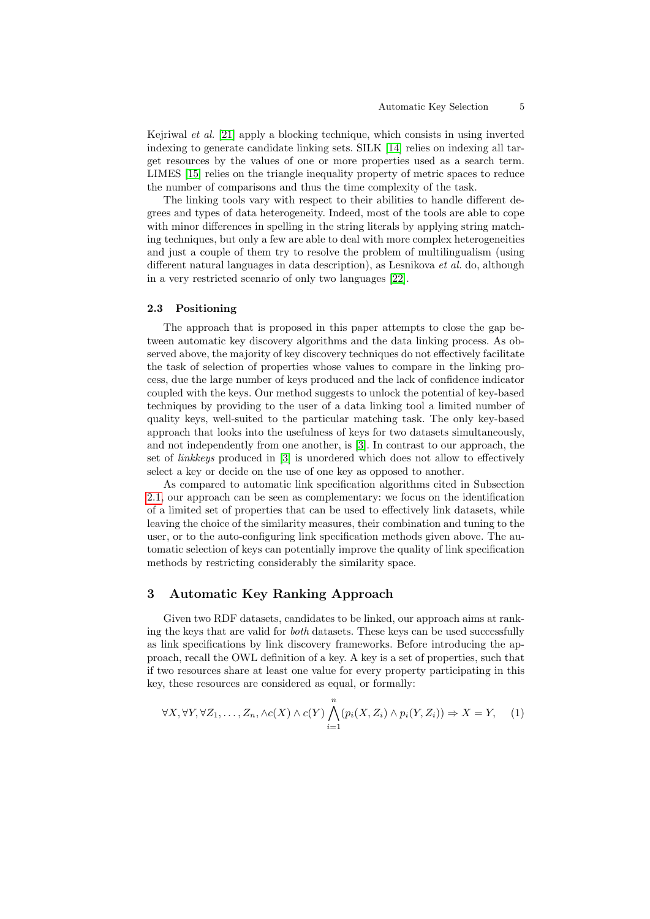Kejriwal *et al.* [21] apply a blocking technique, which consists in using inverted indexing to generate candidate linking sets. SILK [14] relies on indexing all target resources by the values of one or more properties used as a search term. LIMES [15] relies on the triangle inequality property of metric spaces to reduce the number of comparisons and thus the time complexity of the task.

The linking tools vary with respect to their abilities to handle different degrees and types of data heterogeneity. Indeed, most of the tools are able to cope with minor differences in spelling in the string literals by applying string matching techniques, but only a few are able to deal with more complex heterogeneities and just a couple of them try to resolve the problem of multilingualism (using different natural languages in data description), as Lesnikova *et al.* do, although in a very restricted scenario of only two languages [22].

### 2.3 Positioning

The approach that is proposed in this paper attempts to close the gap between automatic key discovery algorithms and the data linking process. As observed above, the majority of key discovery techniques do not effectively facilitate the task of selection of properties whose values to compare in the linking process, due the large number of keys produced and the lack of confidence indicator coupled with the keys. Our method suggests to unlock the potential of key-based techniques by providing to the user of a data linking tool a limited number of quality keys, well-suited to the particular matching task. The only key-based approach that looks into the usefulness of keys for two datasets simultaneously, and not independently from one another, is [3]. In contrast to our approach, the set of *linkkeys* produced in [3] is unordered which does not allow to effectively select a key or decide on the use of one key as opposed to another.

As compared to automatic link specification algorithms cited in Subsection 2.1, our approach can be seen as complementary: we focus on the identification of a limited set of properties that can be used to effectively link datasets, while leaving the choice of the similarity measures, their combination and tuning to the user, or to the auto-configuring link specification methods given above. The automatic selection of keys can potentially improve the quality of link specification methods by restricting considerably the similarity space.

## 3 Automatic Key Ranking Approach

Given two RDF datasets, candidates to be linked, our approach aims at ranking the keys that are valid for *both* datasets. These keys can be used successfully as link specifications by link discovery frameworks. Before introducing the approach, recall the OWL definition of a key. A key is a set of properties, such that if two resources share at least one value for every property participating in this key, these resources are considered as equal, or formally:

$$\forall X, \forall Y, \forall Z_1, \ldots, Z_n, \wedge c(X) \wedge c(Y) \bigwedge_{i=1}^{n} (p_i(X, Z_i) \wedge p_i(Y, Z_i)) \Rightarrow X = Y, \quad (1)$$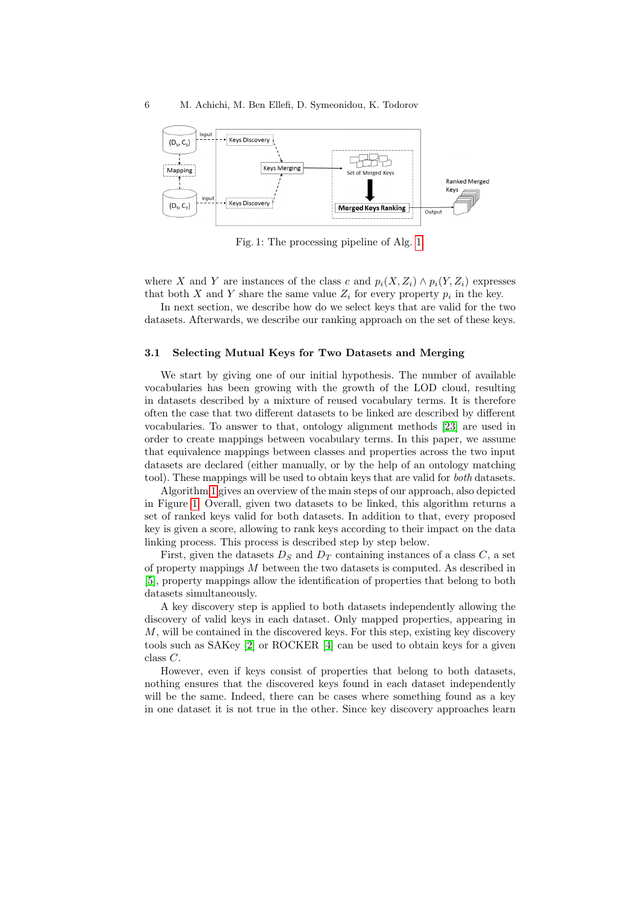Fig. 1: The processing pipeline of Alg. 1

where $X$ and $Y$ are instances of the class $c$ and $p_i(X, Z_i) \wedge p_i(Y, Z_i)$ expresses that both $X$ and $Y$ share the same value $Z_i$ for every property $p_i$ in the key.

In next section, we describe how do we select keys that are valid for the two datasets. Afterwards, we describe our ranking approach on the set of these keys.

### 3.1 Selecting Mutual Keys for Two Datasets and Merging

We start by giving one of our initial hypothesis. The number of available vocabularies has been growing with the growth of the LOD cloud, resulting in datasets described by a mixture of reused vocabulary terms. It is therefore often the case that two different datasets to be linked are described by different vocabularies. To answer to that, ontology alignment methods [23] are used in order to create mappings between vocabulary terms. In this paper, we assume that equivalence mappings between classes and properties across the two input datasets are declared (either manually, or by the help of an ontology matching tool). These mappings will be used to obtain keys that are valid for *both* datasets.

Algorithm 1 gives an overview of the main steps of our approach, also depicted in Figure 1. Overall, given two datasets to be linked, this algorithm returns a set of ranked keys valid for both datasets. In addition to that, every proposed key is given a score, allowing to rank keys according to their impact on the data linking process. This process is described step by step below.

First, given the datasets $D_S$ and $D_T$ containing instances of a class $C$, a set of property mappings $M$ between the two datasets is computed. As described in [5], property mappings allow the identification of properties that belong to both datasets simultaneously.

A key discovery step is applied to both datasets independently allowing the discovery of valid keys in each dataset. Only mapped properties, appearing in $M$, will be contained in the discovered keys. For this step, existing key discovery tools such as SAKey [2] or ROCKER [4] can be used to obtain keys for a given class $C$.

However, even if keys consist of properties that belong to both datasets, nothing ensures that the discovered keys found in each dataset independently will be the same. Indeed, there can be cases where something found as a key in one dataset it is not true in the other. Since key discovery approaches learn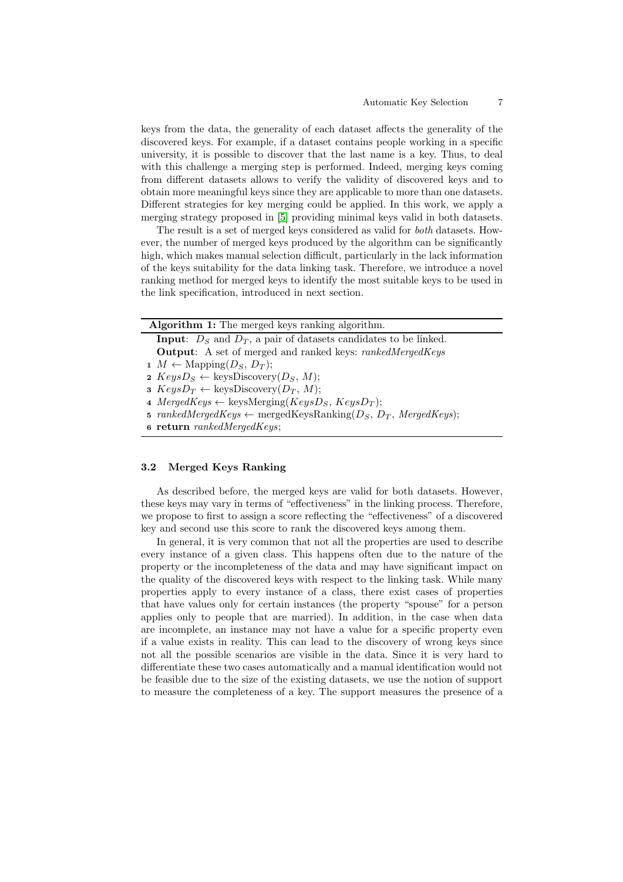keys from the data, the generality of each dataset affects the generality of the discovered keys. For example, if a dataset contains people working in a specific university, it is possible to discover that the last name is a key. Thus, to deal with this challenge a merging step is performed. Indeed, merging keys coming from different datasets allows to verify the validity of discovered keys and to obtain more meaningful keys since they are applicable to more than one datasets. Different strategies for key merging could be applied. In this work, we apply a merging strategy proposed in [5] providing minimal keys valid in both datasets.

The result is a set of merged keys considered as valid for *both* datasets. However, the number of merged keys produced by the algorithm can be significantly high, which makes manual selection difficult, particularly in the lack information of the keys suitability for the data linking task. Therefore, we introduce a novel ranking method for merged keys to identify the most suitable keys to be used in the link specification, introduced in next section.

**Algorithm 1:** The merged keys ranking algorithm.

**Input**: $D_S$ and $D_T$, a pair of datasets candidates to be linked.
**Output**: A set of merged and ranked keys: *rankedMergedKeys*

1. $M \leftarrow \text{Mapping}(D_S, D_T)$;
2. $KeysD_S \leftarrow \text{keysDiscovery}(D_S, M)$;
3. $KeysD_T \leftarrow \text{keysDiscovery}(D_T, M)$;
4. $MergedKeys \leftarrow \text{keysMerging}(KeysD_S, KeysD_T)$;
5. $rankedMergedKeys \leftarrow \text{mergedKeysRanking}(D_S, D_T, MergedKeys)$;
6. **return** *rankedMergedKeys*;

### 3.2 Merged Keys Ranking

As described before, the merged keys are valid for both datasets. However, these keys may vary in terms of "effectiveness" in the linking process. Therefore, we propose to first to assign a score reflecting the "effectiveness" of a discovered key and second use this score to rank the discovered keys among them.

In general, it is very common that not all the properties are used to describe every instance of a given class. This happens often due to the nature of the property or the incompleteness of the data and may have significant impact on the quality of the discovered keys with respect to the linking task. While many properties apply to every instance of a class, there exist cases of properties that have values only for certain instances (the property "spouse" for a person applies only to people that are married). In addition, in the case when data are incomplete, an instance may not have a value for a specific property even if a value exists in reality. This can lead to the discovery of wrong keys since not all the possible scenarios are visible in the data. Since it is very hard to differentiate these two cases automatically and a manual identification would not be feasible due to the size of the existing datasets, we use the notion of support to measure the completeness of a key. The support measures the presence of a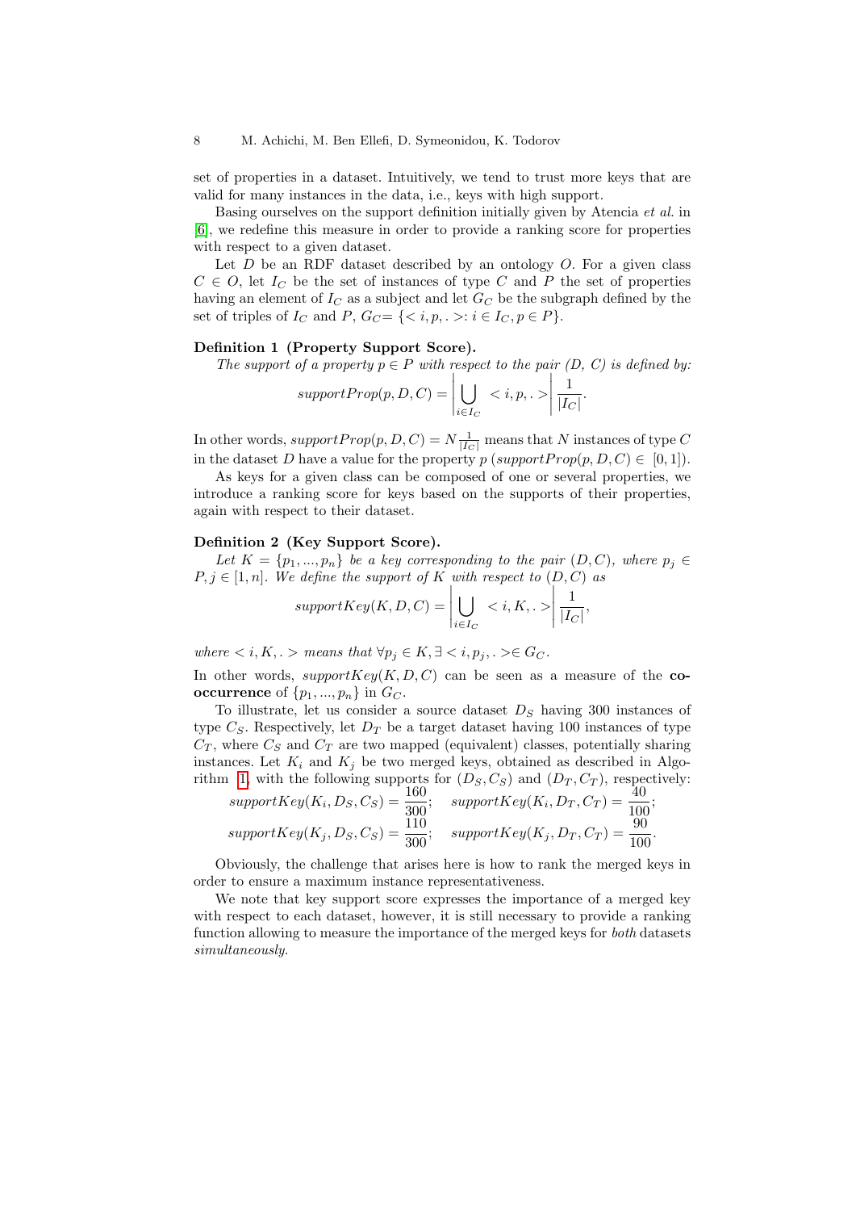set of properties in a dataset. Intuitively, we tend to trust more keys that are valid for many instances in the data, i.e., keys with high support.

Basing ourselves on the support definition initially given by Atencia *et al.* in [6], we redefine this measure in order to provide a ranking score for properties with respect to a given dataset.

Let $D$ be an RDF dataset described by an ontology $O$. For a given class $C \in O$, let $I_C$ be the set of instances of type $C$ and $P$ the set of properties having an element of $I_C$ as a subject and let $G_C$ be the subgraph defined by the set of triples of $I_C$ and $P$, $G_C = \{< i, p, . >: i \in I_C, p \in P\}$.

**Definition 1 (Property Support Score).**
*The support of a property $p \in P$ with respect to the pair $(D, C)$ is defined by:*

$$supportProp(p, D, C) = \left| \bigcup_{i \in I_C} < i, p, . > \right| \frac{1}{|I_C|}.$$

In other words, $supportProp(p, D, C) = N \frac{1}{|I_C|}$ means that $N$ instances of type $C$ in the dataset $D$ have a value for the property $p$ ($supportProp(p, D, C) \in [0, 1]$).

As keys for a given class can be composed of one or several properties, we introduce a ranking score for keys based on the supports of their properties, again with respect to their dataset.

**Definition 2 (Key Support Score).**
*Let $K = \{p_1, ..., p_n\}$ be a key corresponding to the pair $(D, C)$, where $p_j \in P, j \in [1, n]$. We define the support of $K$ with respect to $(D, C)$ as*

$$supportKey(K, D, C) = \left| \bigcup_{i \in I_C} < i, K, . > \right| \frac{1}{|I_C|},$$

*where $< i, K, . >$ means that $\forall p_j \in K, \exists < i, p_j, . > \in G_C$.*

In other words, $supportKey(K, D, C)$ can be seen as a measure of the **co-occurrence** of $\{p_1, ..., p_n\}$ in $G_C$.

To illustrate, let us consider a source dataset $D_S$ having 300 instances of type $C_S$. Respectively, let $D_T$ be a target dataset having 100 instances of type $C_T$, where $C_S$ and $C_T$ are two mapped (equivalent) classes, potentially sharing instances. Let $K_i$ and $K_j$ be two merged keys, obtained as described in Algorithm 1, with the following supports for $(D_S, C_S)$ and $(D_T, C_T)$, respectively:

$$supportKey(K_i, D_S, C_S) = \frac{160}{300}; \quad supportKey(K_i, D_T, C_T) = \frac{40}{100};$$
$$supportKey(K_j, D_S, C_S) = \frac{110}{300}; \quad supportKey(K_j, D_T, C_T) = \frac{90}{100}.$$

Obviously, the challenge that arises here is how to rank the merged keys in order to ensure a maximum instance representativeness.

We note that key support score expresses the importance of a merged key with respect to each dataset, however, it is still necessary to provide a ranking function allowing to measure the importance of the merged keys for *both* datasets *simultaneously*.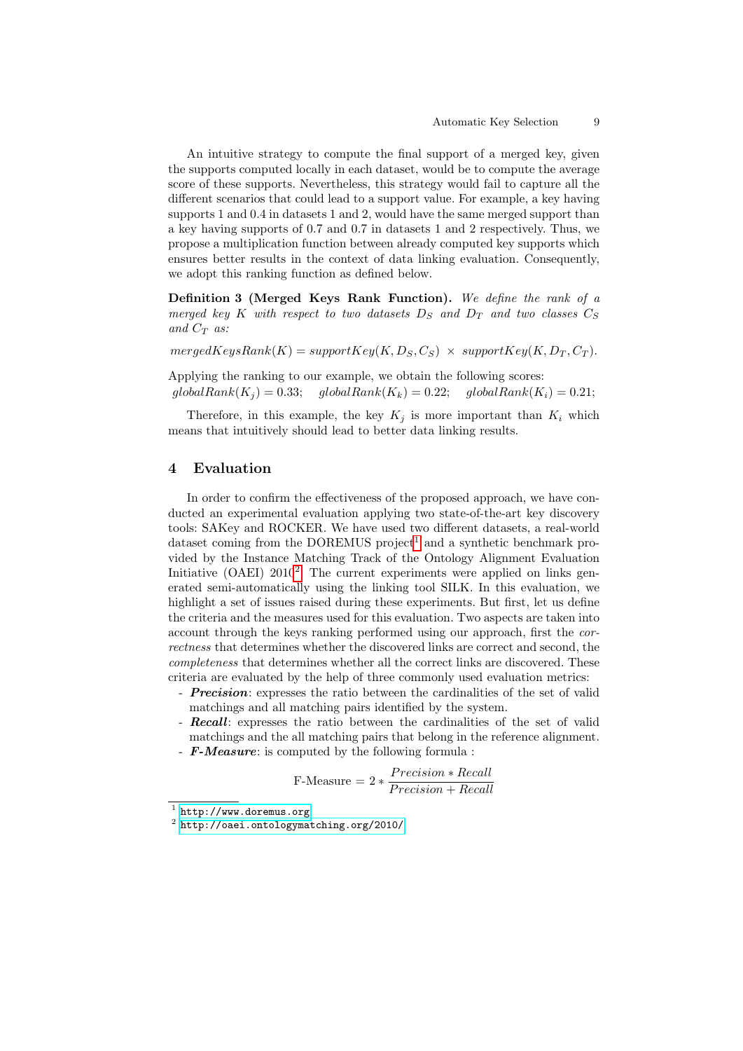An intuitive strategy to compute the final support of a merged key, given the supports computed locally in each dataset, would be to compute the average score of these supports. Nevertheless, this strategy would fail to capture all the different scenarios that could lead to a support value. For example, a key having supports 1 and 0.4 in datasets 1 and 2, would have the same merged support than a key having supports of 0.7 and 0.7 in datasets 1 and 2 respectively. Thus, we propose a multiplication function between already computed key supports which ensures better results in the context of data linking evaluation. Consequently, we adopt this ranking function as defined below.

**Definition 3 (Merged Keys Rank Function).** *We define the rank of a merged key $K$ with respect to two datasets $D_S$ and $D_T$ and two classes $C_S$ and $C_T$ as:*

$$mergedKeysRank(K) = supportKey(K, D_S, C_S) \times supportKey(K, D_T, C_T).$$

Applying the ranking to our example, we obtain the following scores:
$globalRank(K_j) = 0.33$; $globalRank(K_k) = 0.22$; $globalRank(K_i) = 0.21$;

Therefore, in this example, the key $K_j$ is more important than $K_i$ which means that intuitively should lead to better data linking results.

## 4 Evaluation

In order to confirm the effectiveness of the proposed approach, we have conducted an experimental evaluation applying two state-of-the-art key discovery tools: SAKey and ROCKER. We have used two different datasets, a real-world dataset coming from the DOREMUS project[1] and a synthetic benchmark provided by the Instance Matching Track of the Ontology Alignment Evaluation Initiative (OAEI) 2010[2]. The current experiments were applied on links generated semi-automatically using the linking tool SILK. In this evaluation, we highlight a set of issues raised during these experiments. But first, let us define the criteria and the measures used for this evaluation. Two aspects are taken into account through the keys ranking performed using our approach, first the *correctness* that determines whether the discovered links are correct and second, the *completeness* that determines whether all the correct links are discovered. These criteria are evaluated by the help of three commonly used evaluation metrics:

- ***Precision***: expresses the ratio between the cardinalities of the set of valid matchings and all matching pairs identified by the system.
- ***Recall***: expresses the ratio between the cardinalities of the set of valid matchings and the all matching pairs that belong in the reference alignment.
- ***F-Measure***: is computed by the following formula :

$$\text{F-Measure} = 2 * \frac{Precision * Recall}{Precision + Recall}$$

[1] http://www.doremus.org

[2] http://oaei.ontologymatching.org/2010/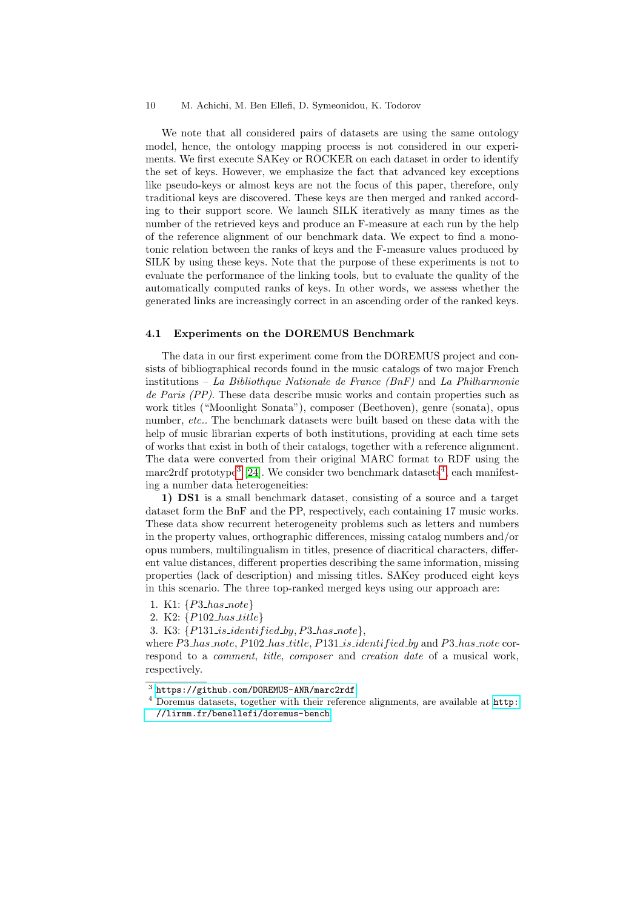We note that all considered pairs of datasets are using the same ontology model, hence, the ontology mapping process is not considered in our experiments. We first execute SAKey or ROCKER on each dataset in order to identify the set of keys. However, we emphasize the fact that advanced key exceptions like pseudo-keys or almost keys are not the focus of this paper, therefore, only traditional keys are discovered. These keys are then merged and ranked according to their support score. We launch SILK iteratively as many times as the number of the retrieved keys and produce an F-measure at each run by the help of the reference alignment of our benchmark data. We expect to find a monotonic relation between the ranks of keys and the F-measure values produced by SILK by using these keys. Note that the purpose of these experiments is not to evaluate the performance of the linking tools, but to evaluate the quality of the automatically computed ranks of keys. In other words, we assess whether the generated links are increasingly correct in an ascending order of the ranked keys.

### 4.1 Experiments on the DOREMUS Benchmark

The data in our first experiment come from the DOREMUS project and consists of bibliographical records found in the music catalogs of two major French institutions – *La Bibliothque Nationale de France (BnF)* and *La Philharmonie de Paris (PP)*. These data describe music works and contain properties such as work titles ("Moonlight Sonata"), composer (Beethoven), genre (sonata), opus number, *etc.*. The benchmark datasets were built based on these data with the help of music librarian experts of both institutions, providing at each time sets of works that exist in both of their catalogs, together with a reference alignment. The data were converted from their original MARC format to RDF using the marc2rdf prototype[3] [24]. We consider two benchmark datasets[4], each manifesting a number data heterogeneities:

**1) DS1** is a small benchmark dataset, consisting of a source and a target dataset form the BnF and the PP, respectively, each containing 17 music works. These data show recurrent heterogeneity problems such as letters and numbers in the property values, orthographic differences, missing catalog numbers and/or opus numbers, multilingualism in titles, presence of diacritical characters, different value distances, different properties describing the same information, missing properties (lack of description) and missing titles. SAKey produced eight keys in this scenario. The three top-ranked merged keys using our approach are:

1. K1: $\{P3\_has\_note\}$
2. K2: $\{P102\_has\_title\}$
3. K3: $\{P131\_is\_identified\_by, P3\_has\_note\}$,

where $P3\_has\_note$, $P102\_has\_title$, $P131\_is\_identified\_by$ and $P3\_has\_note$ correspond to a *comment*, *title*, *composer* and *creation date* of a musical work, respectively.

[3] https://github.com/DOREMUS-ANR/marc2rdf

[4] Doremus datasets, together with their reference alignments, are available at http://lirmm.fr/benellefi/doremus-bench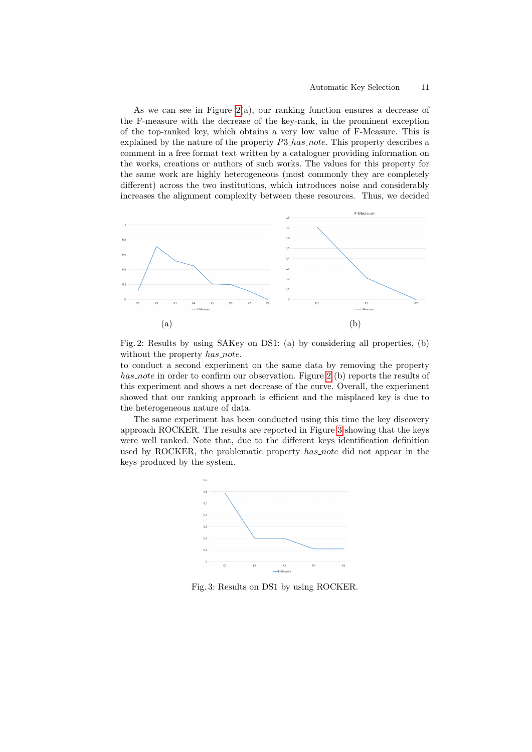As we can see in Figure 2(a), our ranking function ensures a decrease of the F-measure with the decrease of the key-rank, in the prominent exception of the top-ranked key, which obtains a very low value of F-Measure. This is explained by the nature of the property *P*3*_has_note*. This property describes a comment in a free format text written by a cataloguer providing information on the works, creations or authors of such works. The values for this property for the same work are highly heterogeneous (most commonly they are completely different) across the two institutions, which introduces noise and considerably increases the alignment complexity between these resources. Thus, we decided

(a)

(b)

Fig. 2: Results by using SAKey on DS1: (a) by considering all properties, (b) without the property *has_note*.

to conduct a second experiment on the same data by removing the property *has_note* in order to confirm our observation. Figure 2 (b) reports the results of this experiment and shows a net decrease of the curve. Overall, the experiment showed that our ranking approach is efficient and the misplaced key is due to the heterogeneous nature of data.

The same experiment has been conducted using this time the key discovery approach ROCKER. The results are reported in Figure 3 showing that the keys were well ranked. Note that, due to the different keys identification definition used by ROCKER, the problematic property *has_note* did not appear in the keys produced by the system.

Fig. 3: Results on DS1 by using ROCKER.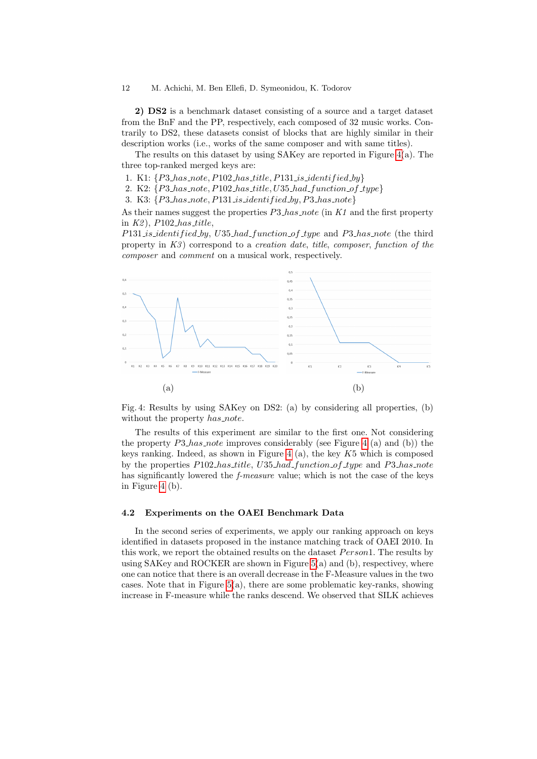**2) DS2** is a benchmark dataset consisting of a source and a target dataset from the BnF and the PP, respectively, each composed of 32 music works. Contrarily to DS2, these datasets consist of blocks that are highly similar in their description works (i.e., works of the same composer and with same titles).

The results on this dataset by using SAKey are reported in Figure 4(a). The three top-ranked merged keys are:

1. K1: {*P3_has_note*, *P102_has_title*, *P131_is_identified_by*}
2. K2: {*P3_has_note*, *P102_has_title*, *U35_had_function_of_type*}
3. K3: {*P3_has_note*, *P131_is_identified_by*, *P3_has_note*}

As their names suggest the properties *P3_has_note* (in *K1* and the first property in *K2*), *P102_has_title*, *P131_is_identified_by*, *U35_had_function_of_type* and *P3_has_note* (the third property in *K3*) correspond to a *creation date*, *title*, *composer*, *function of the composer* and *comment* on a musical work, respectively.

(a) (b)

Fig. 4: Results by using SAKey on DS2: (a) by considering all properties, (b) without the property *has_note*.

The results of this experiment are similar to the first one. Not considering the property *P3_has_note* improves considerably (see Figure 4 (a) and (b)) the keys ranking. Indeed, as shown in Figure 4 (a), the key *K*5 which is composed by the properties *P102_has_title*, *U35_had_function_of_type* and *P3_has_note* has significantly lowered the *f-measure* value; which is not the case of the keys in Figure 4 (b).

### 4.2 Experiments on the OAEI Benchmark Data

In the second series of experiments, we apply our ranking approach on keys identified in datasets proposed in the instance matching track of OAEI 2010. In this work, we report the obtained results on the dataset *Person*1. The results by using SAKey and ROCKER are shown in Figure 5(a) and (b), respectivey, where one can notice that there is an overall decrease in the F-Measure values in the two cases. Note that in Figure 5(a), there are some problematic key-ranks, showing increase in F-measure while the ranks descend. We observed that SILK achieves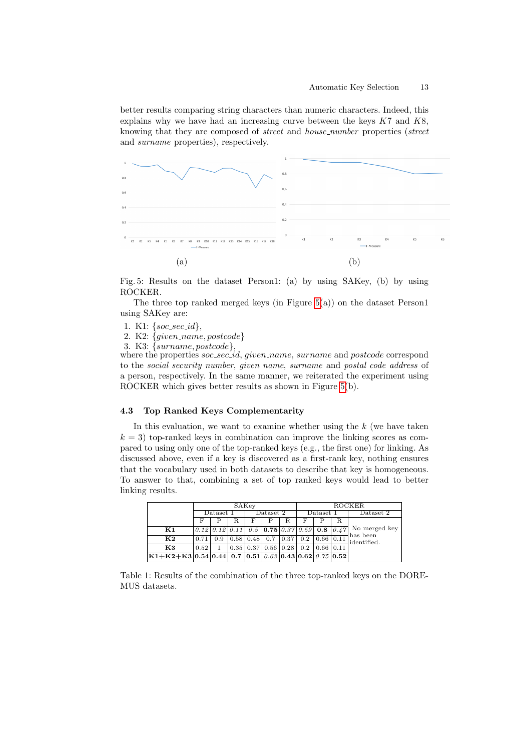better results comparing string characters than numeric characters. Indeed, this explains why we have had an increasing curve between the keys $K7$ and $K8$, knowing that they are composed of *street* and *house_number* properties (*street* and *surname* properties), respectively.

(a) (b)

Fig. 5: Results on the dataset Person1: (a) by using SAKey, (b) by using ROCKER.

The three top ranked merged keys (in Figure 5(a)) on the dataset Person1 using SAKey are:

1. K1: {*soc_sec_id*},
2. K2: {*given_name*, *postcode*}
3. K3: {*surname*, *postcode*},

where the properties *soc_sec_id*, *given_name*, *surname* and *postcode* correspond to the *social security number*, *given name*, *surname* and *postal code address* of a person, respectively. In the same manner, we reiterated the experiment using ROCKER which gives better results as shown in Figure 5(b).

### 4.3 Top Ranked Keys Complementarity

In this evaluation, we want to examine whether using the $k$ (we have taken $k = 3$) top-ranked keys in combination can improve the linking scores as compared to using only one of the top-ranked keys (e.g., the first one) for linking. As discussed above, even if a key is discovered as a first-rank key, nothing ensures that the vocabulary used in both datasets to describe that key is homogeneous. To answer to that, combining a set of top ranked keys would lead to better linking results.

| | SAKey | | | | | | ROCKER | | | |
|---|---|---|---|---|---|---|---|---|---|---|
| | Dataset 1 | | | Dataset 2 | | | Dataset 1 | | | Dataset 2 |
| | F | P | R | F | P | R | F | P | R | |
| **K1** | *0.12* | *0.12* | *0.11* | *0.5* | **0.75** | *0.37* | *0.59* | **0.8** | *0.47* | No merged key has been identified. |
| **K2** | 0.71 | 0.9 | 0.58 | 0.48 | 0.7 | 0.37 | 0.2 | 0.66 | 0.11 | |
| **K3** | 0.52 | 1 | 0.35 | 0.37 | 0.56 | 0.28 | 0.2 | 0.66 | 0.11 | |
| **K1+K2+K3** | **0.54** | **0.44** | **0.7** | **0.51** | *0.63* | **0.43** | **0.62** | *0.75* | **0.52** | |

Table 1: Results of the combination of the three top-ranked keys on the DOREMUS datasets.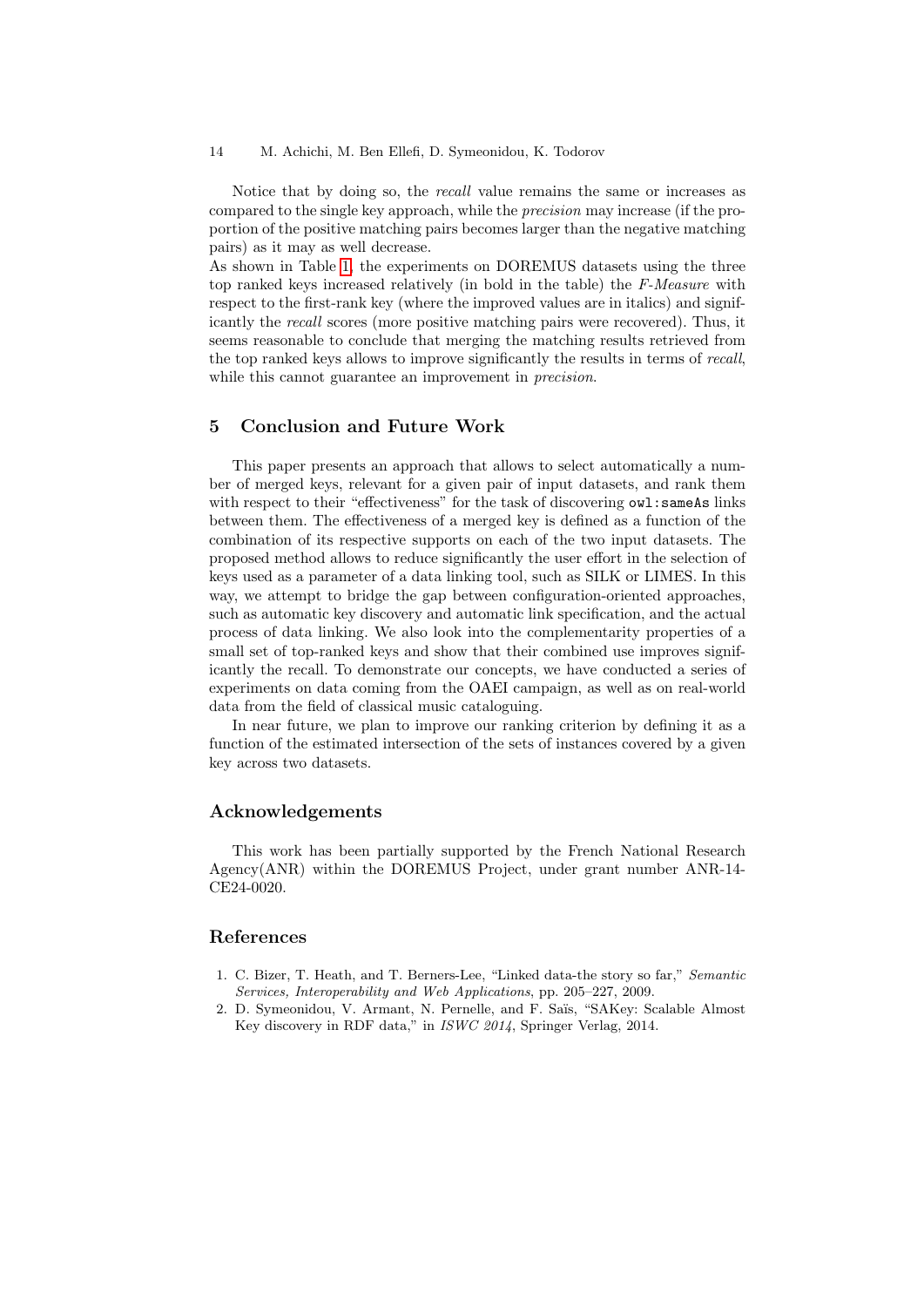Notice that by doing so, the *recall* value remains the same or increases as compared to the single key approach, while the *precision* may increase (if the proportion of the positive matching pairs becomes larger than the negative matching pairs) as it may as well decrease.

As shown in Table 1, the experiments on DOREMUS datasets using the three top ranked keys increased relatively (in bold in the table) the *F-Measure* with respect to the first-rank key (where the improved values are in italics) and significantly the *recall* scores (more positive matching pairs were recovered). Thus, it seems reasonable to conclude that merging the matching results retrieved from the top ranked keys allows to improve significantly the results in terms of *recall*, while this cannot guarantee an improvement in *precision*.

## 5 Conclusion and Future Work

This paper presents an approach that allows to select automatically a number of merged keys, relevant for a given pair of input datasets, and rank them with respect to their "effectiveness" for the task of discovering `owl:sameAs` links between them. The effectiveness of a merged key is defined as a function of the combination of its respective supports on each of the two input datasets. The proposed method allows to reduce significantly the user effort in the selection of keys used as a parameter of a data linking tool, such as SILK or LIMES. In this way, we attempt to bridge the gap between configuration-oriented approaches, such as automatic key discovery and automatic link specification, and the actual process of data linking. We also look into the complementarity properties of a small set of top-ranked keys and show that their combined use improves significantly the recall. To demonstrate our concepts, we have conducted a series of experiments on data coming from the OAEI campaign, as well as on real-world data from the field of classical music cataloguing.

In near future, we plan to improve our ranking criterion by defining it as a function of the estimated intersection of the sets of instances covered by a given key across two datasets.

## Acknowledgements

This work has been partially supported by the French National Research Agency(ANR) within the DOREMUS Project, under grant number ANR-14-CE24-0020.

## References

1. C. Bizer, T. Heath, and T. Berners-Lee, "Linked data-the story so far," *Semantic Services, Interoperability and Web Applications*, pp. 205–227, 2009.
2. D. Symeonidou, V. Armant, N. Pernelle, and F. Saïs, "SAKey: Scalable Almost Key discovery in RDF data," in *ISWC 2014*, Springer Verlag, 2014.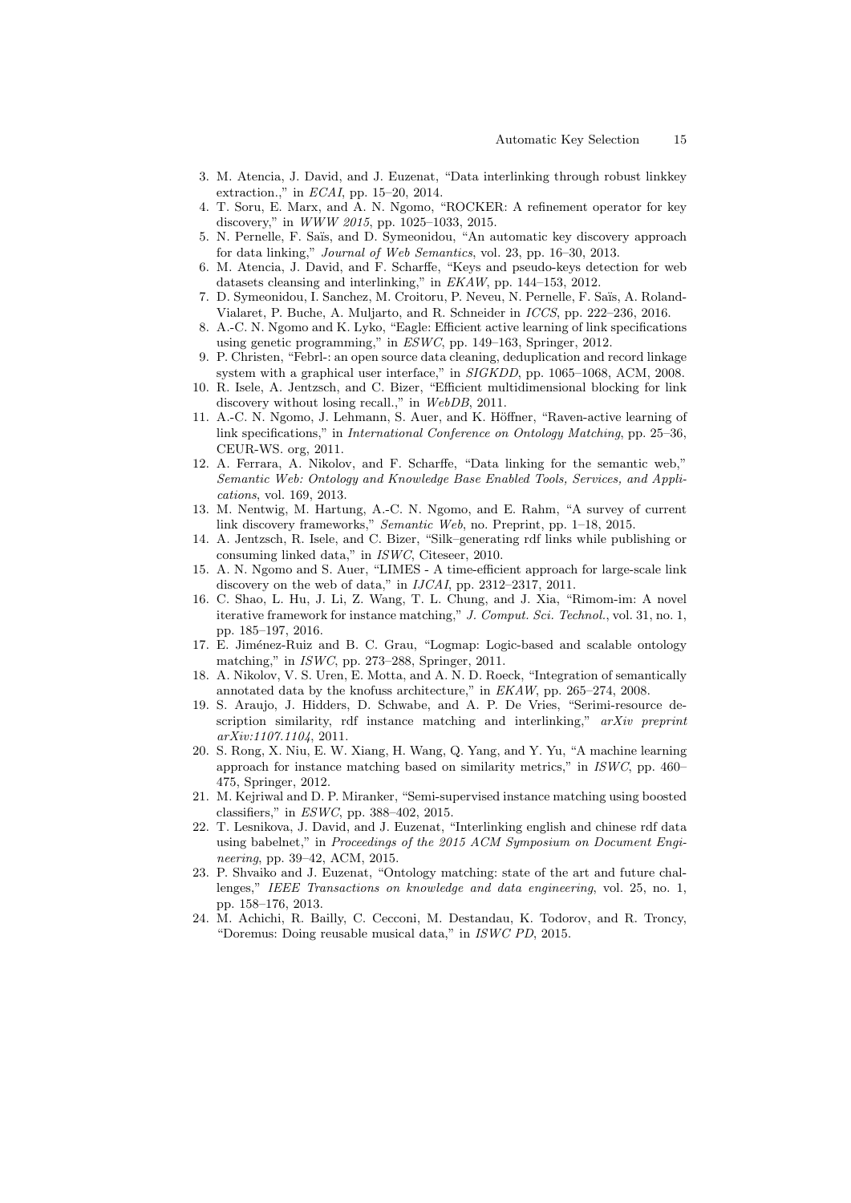3. M. Atencia, J. David, and J. Euzenat, "Data interlinking through robust linkkey extraction.," in *ECAI*, pp. 15–20, 2014.
4. T. Soru, E. Marx, and A. N. Ngomo, "ROCKER: A refinement operator for key discovery," in *WWW 2015*, pp. 1025–1033, 2015.
5. N. Pernelle, F. Saïs, and D. Symeonidou, "An automatic key discovery approach for data linking," *Journal of Web Semantics*, vol. 23, pp. 16–30, 2013.
6. M. Atencia, J. David, and F. Scharffe, "Keys and pseudo-keys detection for web datasets cleansing and interlinking," in *EKAW*, pp. 144–153, 2012.
7. D. Symeonidou, I. Sanchez, M. Croitoru, P. Neveu, N. Pernelle, F. Saïs, A. Roland-Vialaret, P. Buche, A. Muljarto, and R. Schneider in *ICCS*, pp. 222–236, 2016.
8. A.-C. N. Ngomo and K. Lyko, "Eagle: Efficient active learning of link specifications using genetic programming," in *ESWC*, pp. 149–163, Springer, 2012.
9. P. Christen, "Febrl-: an open source data cleaning, deduplication and record linkage system with a graphical user interface," in *SIGKDD*, pp. 1065–1068, ACM, 2008.
10. R. Isele, A. Jentzsch, and C. Bizer, "Efficient multidimensional blocking for link discovery without losing recall.," in *WebDB*, 2011.
11. A.-C. N. Ngomo, J. Lehmann, S. Auer, and K. Höffner, "Raven-active learning of link specifications," in *International Conference on Ontology Matching*, pp. 25–36, CEUR-WS. org, 2011.
12. A. Ferrara, A. Nikolov, and F. Scharffe, "Data linking for the semantic web," *Semantic Web: Ontology and Knowledge Base Enabled Tools, Services, and Applications*, vol. 169, 2013.
13. M. Nentwig, M. Hartung, A.-C. N. Ngomo, and E. Rahm, "A survey of current link discovery frameworks," *Semantic Web*, no. Preprint, pp. 1–18, 2015.
14. A. Jentzsch, R. Isele, and C. Bizer, "Silk–generating rdf links while publishing or consuming linked data," in *ISWC*, Citeseer, 2010.
15. A. N. Ngomo and S. Auer, "LIMES - A time-efficient approach for large-scale link discovery on the web of data," in *IJCAI*, pp. 2312–2317, 2011.
16. C. Shao, L. Hu, J. Li, Z. Wang, T. L. Chung, and J. Xia, "Rimom-im: A novel iterative framework for instance matching," *J. Comput. Sci. Technol.*, vol. 31, no. 1, pp. 185–197, 2016.
17. E. Jiménez-Ruiz and B. C. Grau, "Logmap: Logic-based and scalable ontology matching," in *ISWC*, pp. 273–288, Springer, 2011.
18. A. Nikolov, V. S. Uren, E. Motta, and A. N. D. Roeck, "Integration of semantically annotated data by the knofuss architecture," in *EKAW*, pp. 265–274, 2008.
19. S. Araujo, J. Hidders, D. Schwabe, and A. P. De Vries, "Serimi-resource description similarity, rdf instance matching and interlinking," *arXiv preprint arXiv:1107.1104*, 2011.
20. S. Rong, X. Niu, E. W. Xiang, H. Wang, Q. Yang, and Y. Yu, "A machine learning approach for instance matching based on similarity metrics," in *ISWC*, pp. 460–475, Springer, 2012.
21. M. Kejriwal and D. P. Miranker, "Semi-supervised instance matching using boosted classifiers," in *ESWC*, pp. 388–402, 2015.
22. T. Lesnikova, J. David, and J. Euzenat, "Interlinking english and chinese rdf data using babelnet," in *Proceedings of the 2015 ACM Symposium on Document Engineering*, pp. 39–42, ACM, 2015.
23. P. Shvaiko and J. Euzenat, "Ontology matching: state of the art and future challenges," *IEEE Transactions on knowledge and data engineering*, vol. 25, no. 1, pp. 158–176, 2013.
24. M. Achichi, R. Bailly, C. Cecconi, M. Destandau, K. Todorov, and R. Troncy, "Doremus: Doing reusable musical data," in *ISWC PD*, 2015.